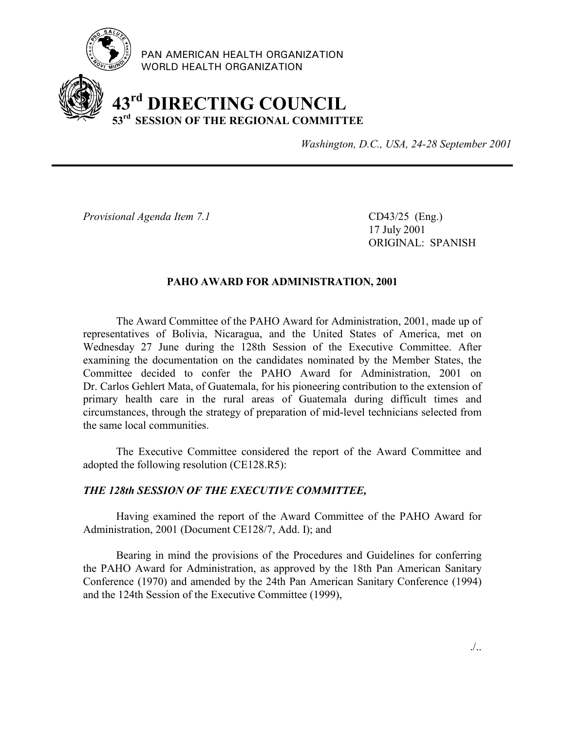PAN AMERICAN HEALTH ORGANIZATION
WORLD HEALTH ORGANIZATION

# 43rd DIRECTING COUNCIL
## 53rd SESSION OF THE REGIONAL COMMITTEE

*Washington, D.C., USA, 24-28 September 2001*

---

*Provisional Agenda Item 7.1*

CD43/25 (Eng.)
17 July 2001
ORIGINAL: SPANISH

### PAHO AWARD FOR ADMINISTRATION, 2001

The Award Committee of the PAHO Award for Administration, 2001, made up of representatives of Bolivia, Nicaragua, and the United States of America, met on Wednesday 27 June during the 128th Session of the Executive Committee. After examining the documentation on the candidates nominated by the Member States, the Committee decided to confer the PAHO Award for Administration, 2001 on Dr. Carlos Gehlert Mata, of Guatemala, for his pioneering contribution to the extension of primary health care in the rural areas of Guatemala during difficult times and circumstances, through the strategy of preparation of mid-level technicians selected from the same local communities.

The Executive Committee considered the report of the Award Committee and adopted the following resolution (CE128.R5):

***THE 128th SESSION OF THE EXECUTIVE COMMITTEE,***

Having examined the report of the Award Committee of the PAHO Award for Administration, 2001 (Document CE128/7, Add. I); and

Bearing in mind the provisions of the Procedures and Guidelines for conferring the PAHO Award for Administration, as approved by the 18th Pan American Sanitary Conference (1970) and amended by the 24th Pan American Sanitary Conference (1994) and the 124th Session of the Executive Committee (1999),

./..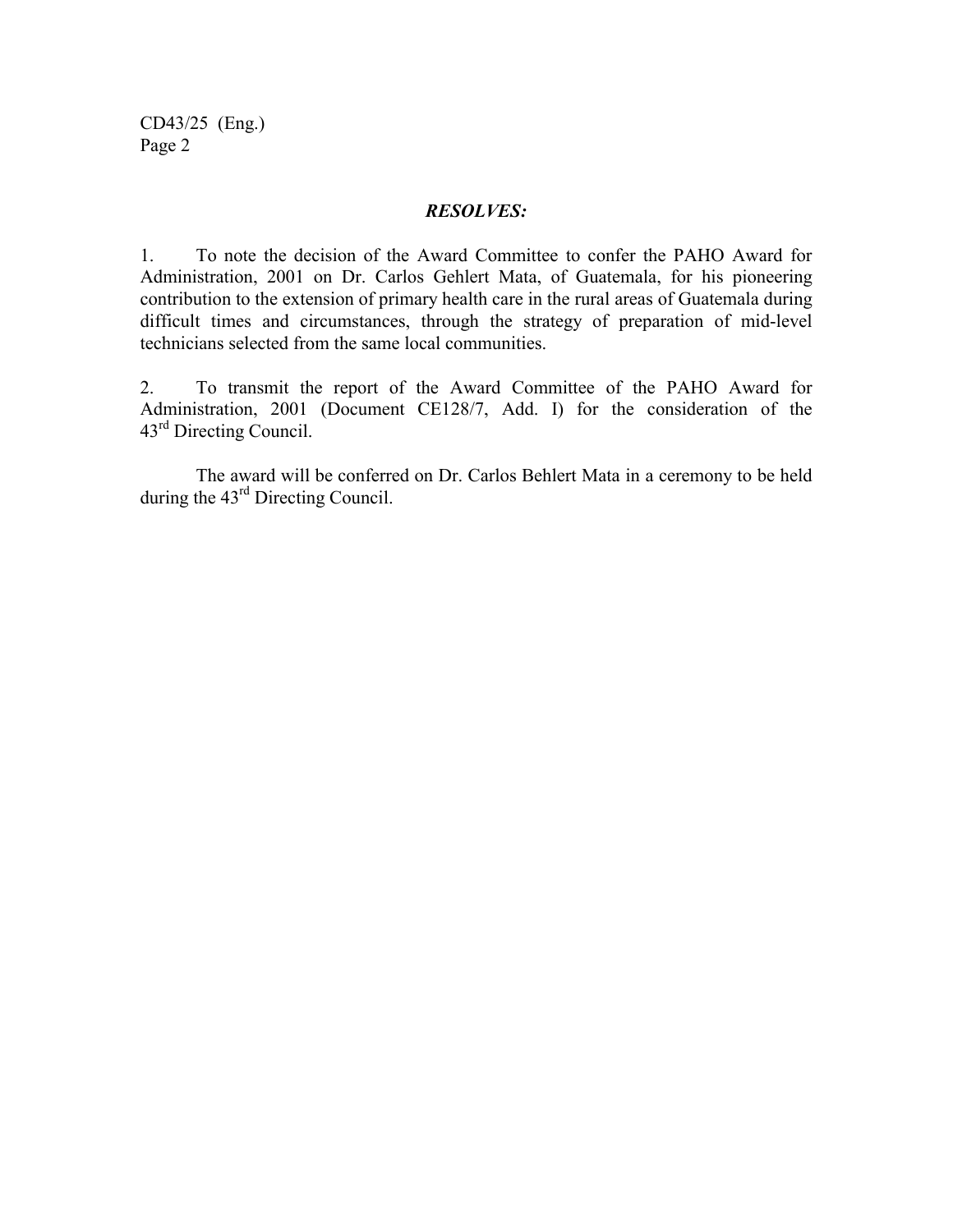***RESOLVES:***

1. To note the decision of the Award Committee to confer the PAHO Award for Administration, 2001 on Dr. Carlos Gehlert Mata, of Guatemala, for his pioneering contribution to the extension of primary health care in the rural areas of Guatemala during difficult times and circumstances, through the strategy of preparation of mid-level technicians selected from the same local communities.

2. To transmit the report of the Award Committee of the PAHO Award for Administration, 2001 (Document CE128/7, Add. I) for the consideration of the 43rd Directing Council.

The award will be conferred on Dr. Carlos Behlert Mata in a ceremony to be held during the 43rd Directing Council.